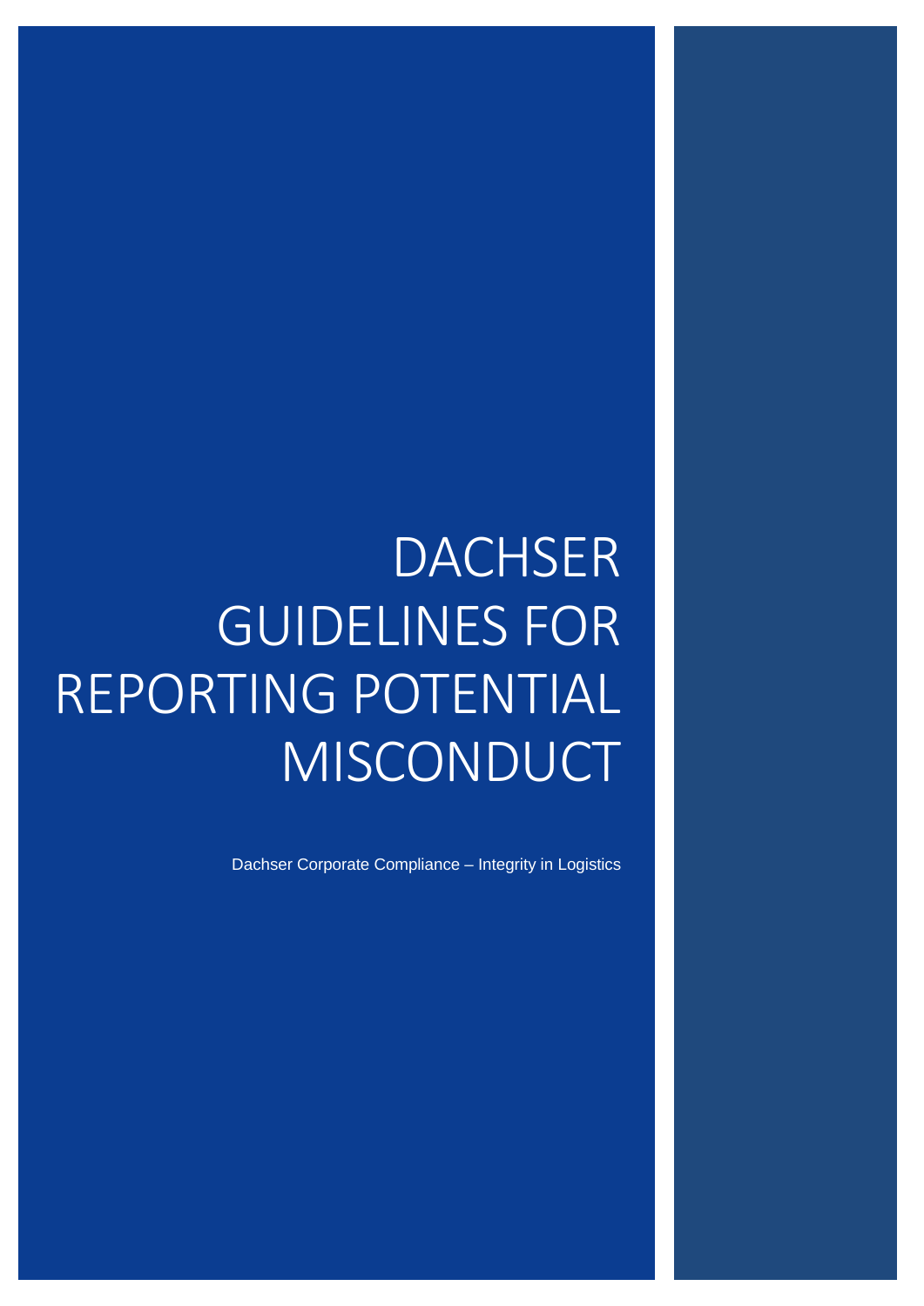# DACHSER GUIDELINES FOR REPORTING POTENTIAL MISCONDUCT

Dachser Corporate Compliance – Integrity in Logistics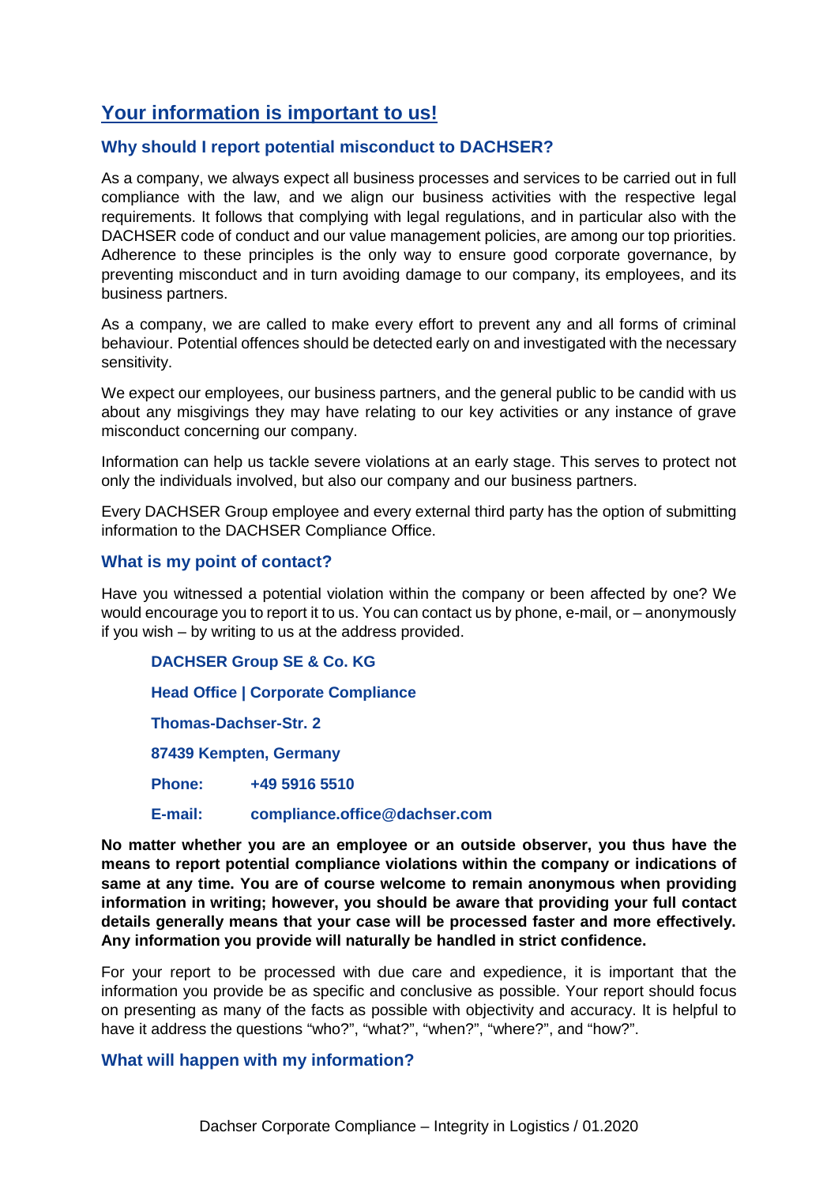## Your information is important to us!

### Why should I report potential misconduct to DACHSER?

As a company, we always expect all business processes and services to be carried out in full compliance with the law, and we align our business activities with the respective legal requirements. It follows that complying with legal regulations, and in particular also with the DACHSER code of conduct and our value management policies, are among our top priorities. Adherence to these principles is the only way to ensure good corporate governance, by preventing misconduct and in turn avoiding damage to our company, its employees, and its business partners.

As a company, we are called to make every effort to prevent any and all forms of criminal behaviour. Potential offences should be detected early on and investigated with the necessary sensitivity.

We expect our employees, our business partners, and the general public to be candid with us about any misgivings they may have relating to our key activities or any instance of grave misconduct concerning our company.

Information can help us tackle severe violations at an early stage. This serves to protect not only the individuals involved, but also our company and our business partners.

Every DACHSER Group employee and every external third party has the option of submitting information to the DACHSER Compliance Office.

### What is my point of contact?

Have you witnessed a potential violation within the company or been affected by one? We would encourage you to report it to us. You can contact us by phone, e-mail, or – anonymously if you wish – by writing to us at the address provided.

**DACHSER Group SE & Co. KG**

**Head Office | Corporate Compliance**

**Thomas-Dachser-Str. 2**

**87439 Kempten, Germany**

**Phone:** **+49 5916 5510**

**E-mail:** **compliance.office@dachser.com**

**No matter whether you are an employee or an outside observer, you thus have the means to report potential compliance violations within the company or indications of same at any time. You are of course welcome to remain anonymous when providing information in writing; however, you should be aware that providing your full contact details generally means that your case will be processed faster and more effectively. Any information you provide will naturally be handled in strict confidence.**

For your report to be processed with due care and expedience, it is important that the information you provide be as specific and conclusive as possible. Your report should focus on presenting as many of the facts as possible with objectivity and accuracy. It is helpful to have it address the questions "who?", "what?", "when?", "where?", and "how?".

### What will happen with my information?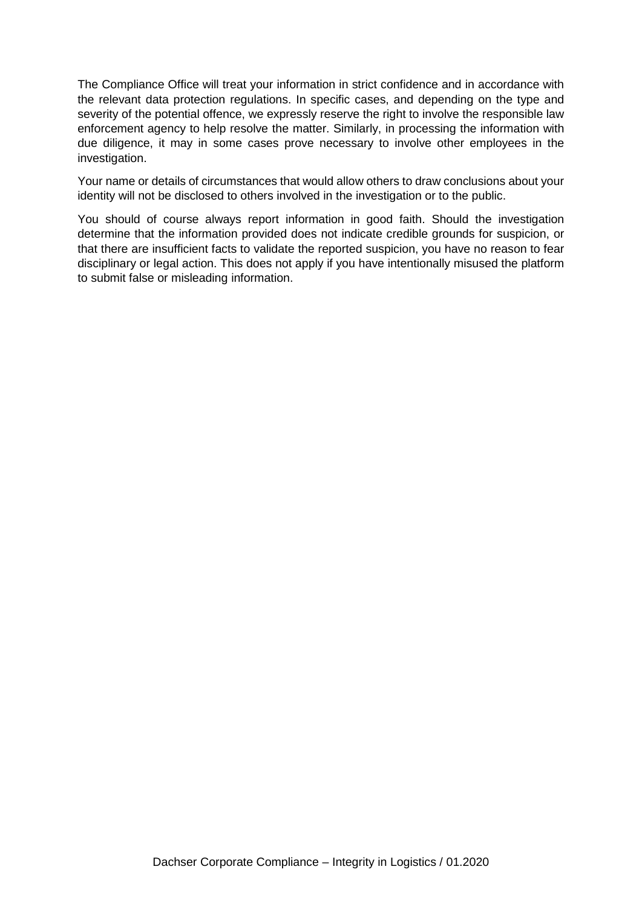The Compliance Office will treat your information in strict confidence and in accordance with the relevant data protection regulations. In specific cases, and depending on the type and severity of the potential offence, we expressly reserve the right to involve the responsible law enforcement agency to help resolve the matter. Similarly, in processing the information with due diligence, it may in some cases prove necessary to involve other employees in the investigation.

Your name or details of circumstances that would allow others to draw conclusions about your identity will not be disclosed to others involved in the investigation or to the public.

You should of course always report information in good faith. Should the investigation determine that the information provided does not indicate credible grounds for suspicion, or that there are insufficient facts to validate the reported suspicion, you have no reason to fear disciplinary or legal action. This does not apply if you have intentionally misused the platform to submit false or misleading information.